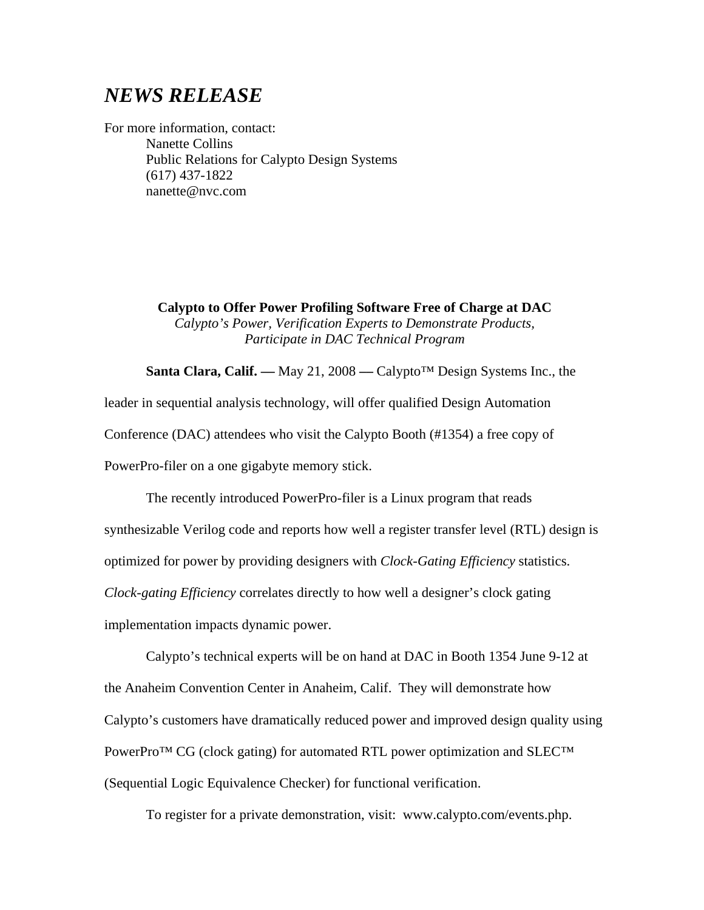# *NEWS RELEASE*

For more information, contact:

Nanette Collins
Public Relations for Calypto Design Systems
(617) 437-1822
nanette@nvc.com

**Calypto to Offer Power Profiling Software Free of Charge at DAC**

*Calypto's Power, Verification Experts to Demonstrate Products, Participate in DAC Technical Program*

**Santa Clara, Calif. —** May 21, 2008 **—** Calypto™ Design Systems Inc., the leader in sequential analysis technology, will offer qualified Design Automation Conference (DAC) attendees who visit the Calypto Booth (#1354) a free copy of PowerPro-filer on a one gigabyte memory stick.

The recently introduced PowerPro-filer is a Linux program that reads synthesizable Verilog code and reports how well a register transfer level (RTL) design is optimized for power by providing designers with *Clock-Gating Efficiency* statistics. *Clock-gating Efficiency* correlates directly to how well a designer's clock gating implementation impacts dynamic power.

Calypto's technical experts will be on hand at DAC in Booth 1354 June 9-12 at the Anaheim Convention Center in Anaheim, Calif. They will demonstrate how Calypto's customers have dramatically reduced power and improved design quality using PowerPro™ CG (clock gating) for automated RTL power optimization and SLEC™ (Sequential Logic Equivalence Checker) for functional verification.

To register for a private demonstration, visit: www.calypto.com/events.php.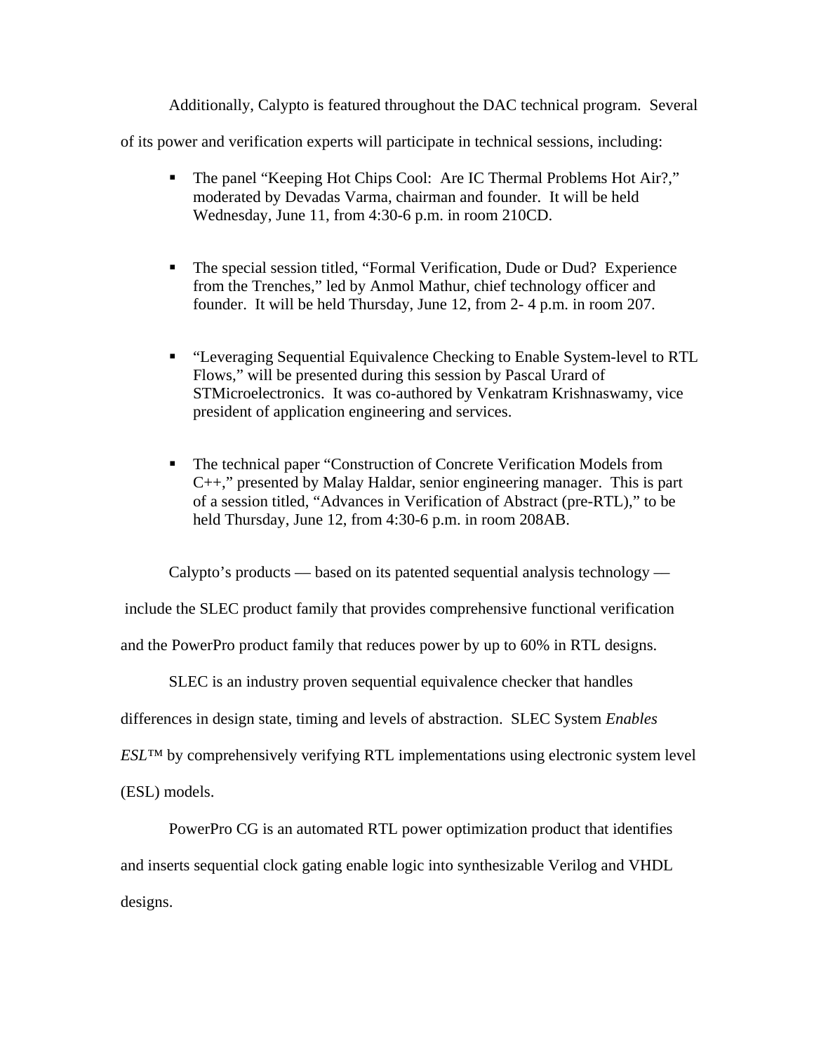Additionally, Calypto is featured throughout the DAC technical program. Several of its power and verification experts will participate in technical sessions, including:

- The panel "Keeping Hot Chips Cool: Are IC Thermal Problems Hot Air?," moderated by Devadas Varma, chairman and founder. It will be held Wednesday, June 11, from 4:30-6 p.m. in room 210CD.

- The special session titled, "Formal Verification, Dude or Dud? Experience from the Trenches," led by Anmol Mathur, chief technology officer and founder. It will be held Thursday, June 12, from 2- 4 p.m. in room 207.

- "Leveraging Sequential Equivalence Checking to Enable System-level to RTL Flows," will be presented during this session by Pascal Urard of STMicroelectronics. It was co-authored by Venkatram Krishnaswamy, vice president of application engineering and services.

- The technical paper "Construction of Concrete Verification Models from C++," presented by Malay Haldar, senior engineering manager. This is part of a session titled, "Advances in Verification of Abstract (pre-RTL)," to be held Thursday, June 12, from 4:30-6 p.m. in room 208AB.

Calypto's products — based on its patented sequential analysis technology — include the SLEC product family that provides comprehensive functional verification and the PowerPro product family that reduces power by up to 60% in RTL designs.

SLEC is an industry proven sequential equivalence checker that handles differences in design state, timing and levels of abstraction. SLEC System *Enables ESL™* by comprehensively verifying RTL implementations using electronic system level (ESL) models.

PowerPro CG is an automated RTL power optimization product that identifies and inserts sequential clock gating enable logic into synthesizable Verilog and VHDL designs.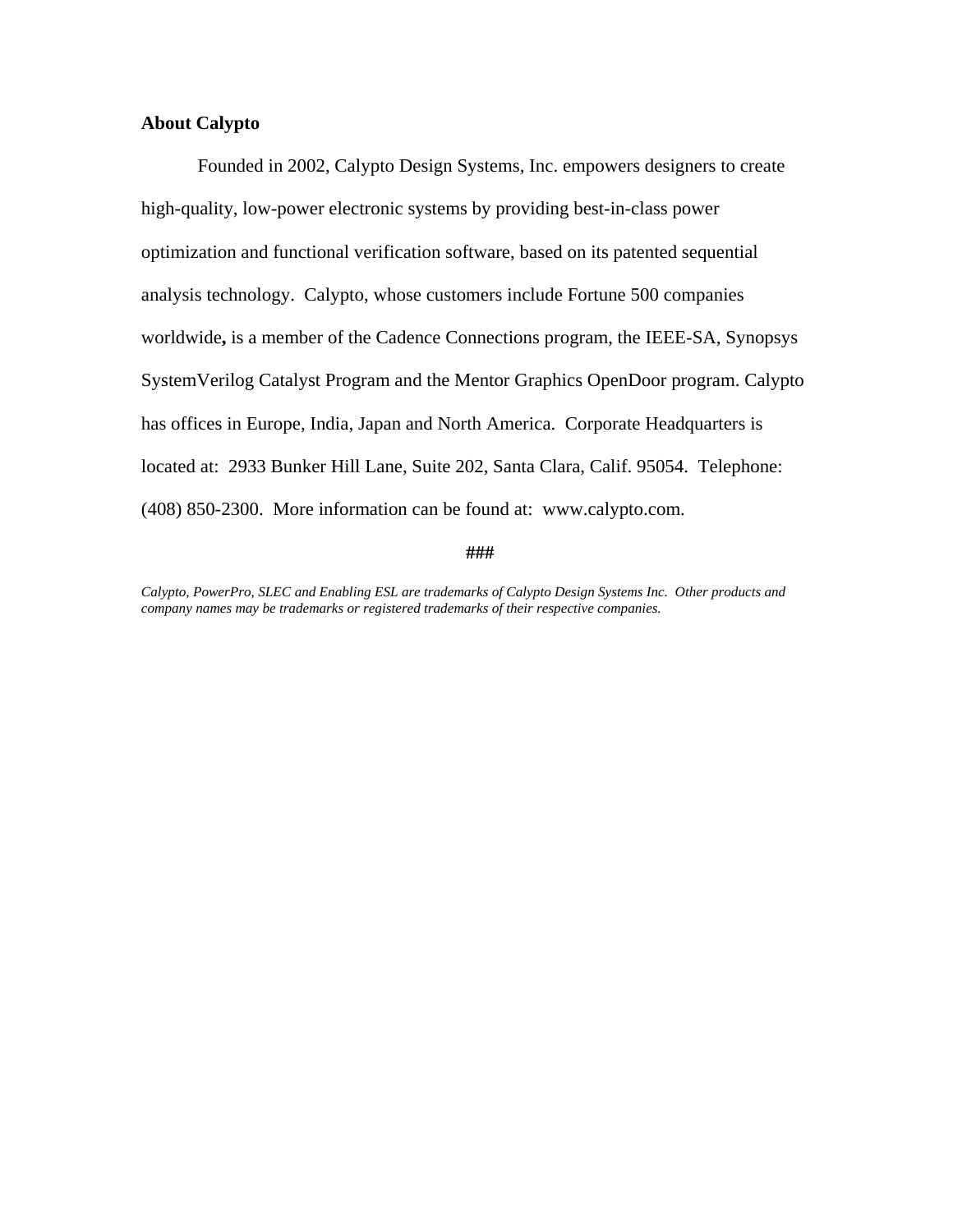**About Calypto**

Founded in 2002, Calypto Design Systems, Inc. empowers designers to create high-quality, low-power electronic systems by providing best-in-class power optimization and functional verification software, based on its patented sequential analysis technology. Calypto, whose customers include Fortune 500 companies worldwide**,** is a member of the Cadence Connections program, the IEEE-SA, Synopsys SystemVerilog Catalyst Program and the Mentor Graphics OpenDoor program. Calypto has offices in Europe, India, Japan and North America. Corporate Headquarters is located at: 2933 Bunker Hill Lane, Suite 202, Santa Clara, Calif. 95054. Telephone: (408) 850-2300. More information can be found at: www.calypto.com.

**###**

*Calypto, PowerPro, SLEC and Enabling ESL are trademarks of Calypto Design Systems Inc. Other products and company names may be trademarks or registered trademarks of their respective companies.*